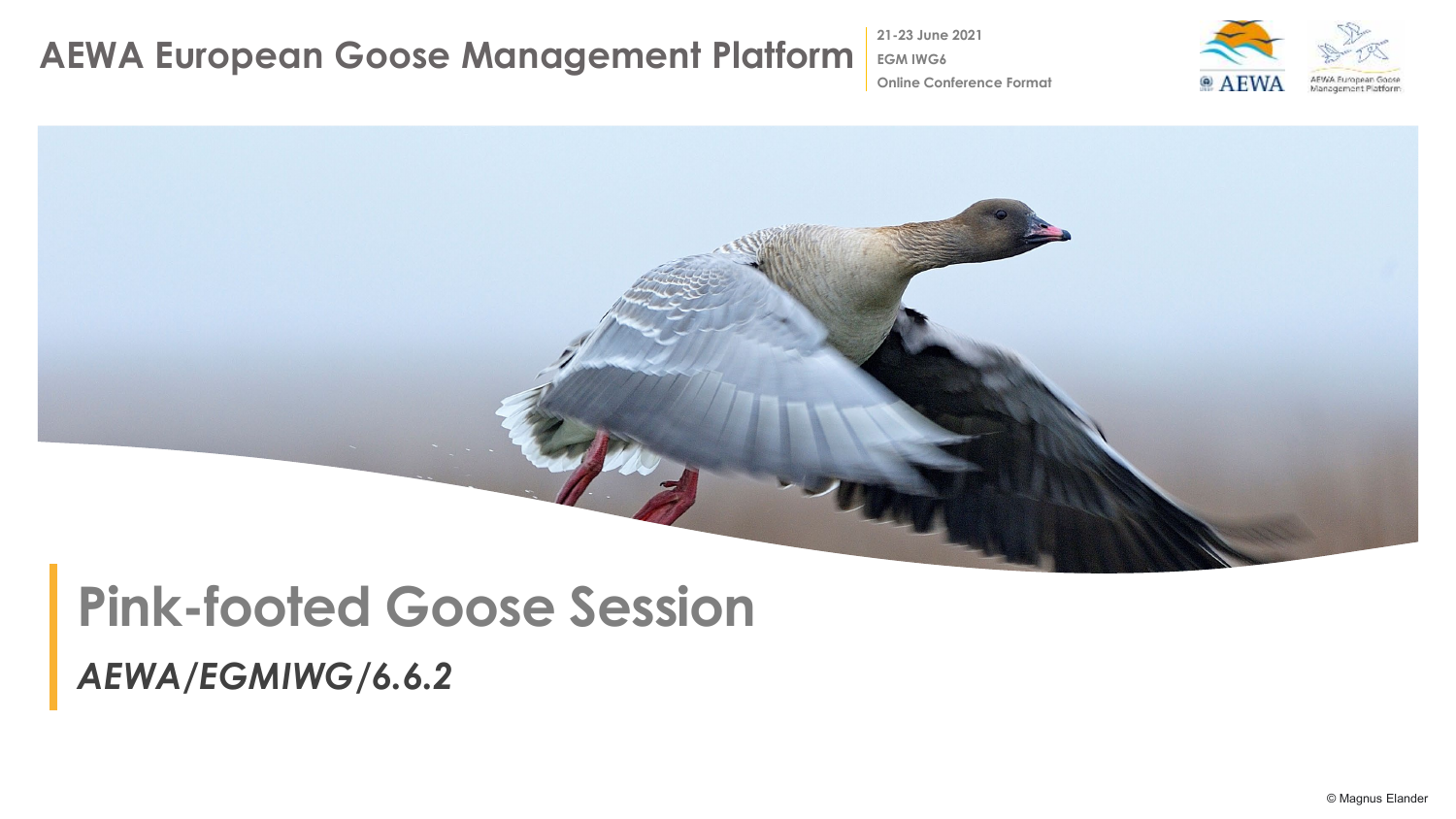# AEWA European Goose Management Platform

21-23 June 2021
EGM IWG6
Online Conference Format

## Pink-footed Goose Session

*AEWA/EGMIWG/6.6.2*

© Magnus Elander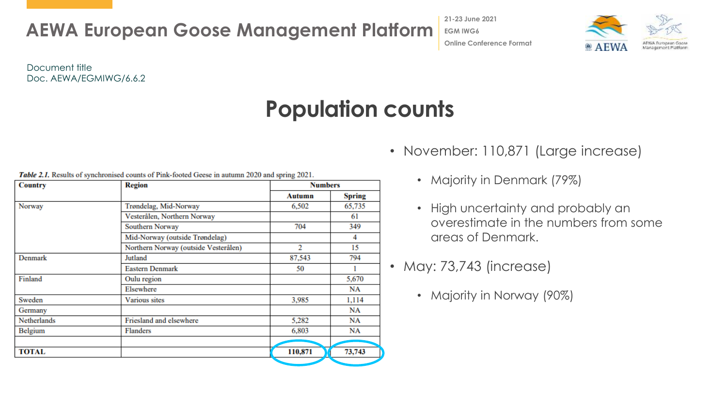# Population counts

*Table 2.1.* Results of synchronised counts of Pink-footed Geese in autumn 2020 and spring 2021.

| Country | Region | Numbers | |
|---|---|---|---|
| | | Autumn | Spring |
| Norway | Trøndelag, Mid-Norway | 6,502 | 65,735 |
| | Vesterålen, Northern Norway | | 61 |
| | Southern Norway | 704 | 349 |
| | Mid-Norway (outside Trøndelag) | | 4 |
| | Northern Norway (outside Vesterålen) | 2 | 15 |
| Denmark | Jutland | 87,543 | 794 |
| | Eastern Denmark | 50 | 1 |
| Finland | Oulu region | | 5,670 |
| | Elsewhere | | NA |
| Sweden | Various sites | 3,985 | 1,114 |
| Germany | | | NA |
| Netherlands | Friesland and elsewhere | 5,282 | NA |
| Belgium | Flanders | 6,803 | NA |
| | | | |
| **TOTAL** | | **110,871** | **73,743** |

- November: 110,871 (Large increase)
  - Majority in Denmark (79%)
  - High uncertainty and probably an overestimate in the numbers from some areas of Denmark.
- May: 73,743 (increase)
  - Majority in Norway (90%)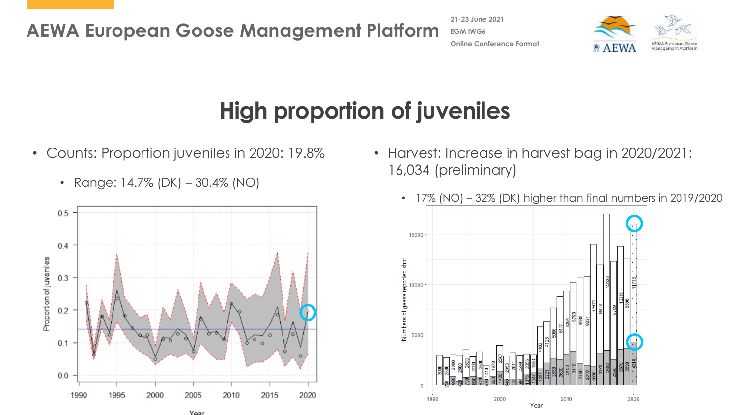# High proportion of juveniles

- Counts: Proportion juveniles in 2020: 19.8%
  - Range: 14.7% (DK) – 30.4% (NO)

- Harvest: Increase in harvest bag in 2020/2021: 16,034 (preliminary)
  - 17% (NO) – 32% (DK) higher than final numbers in 2019/2020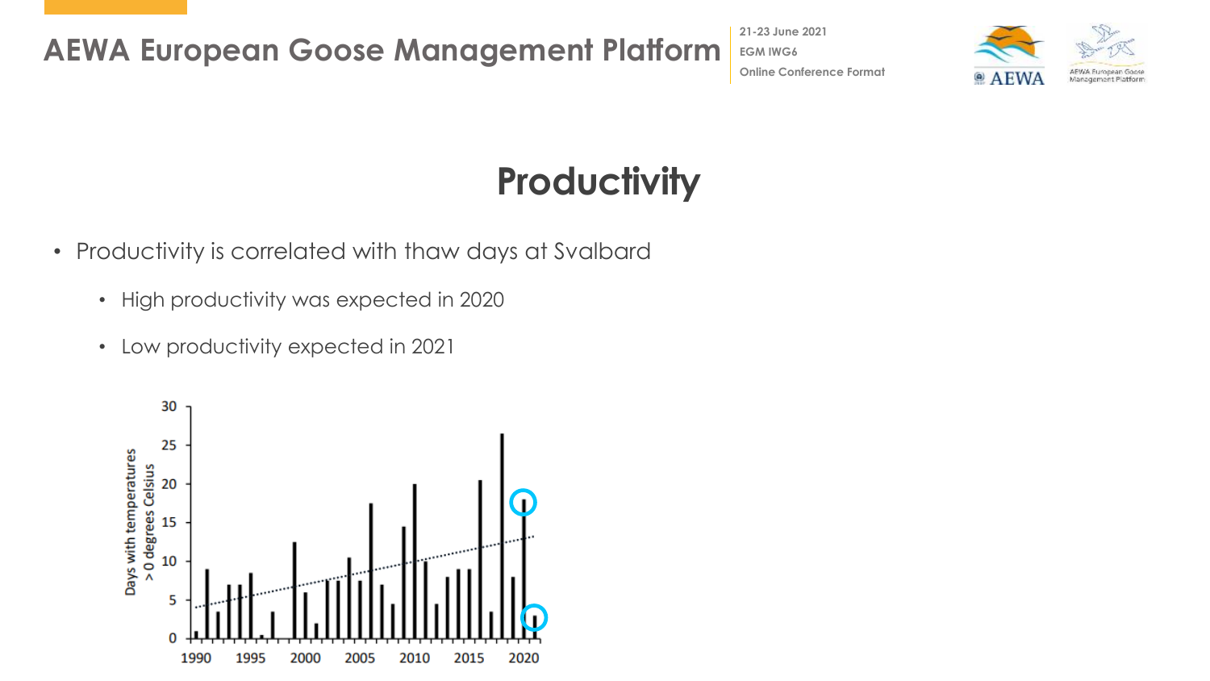# Productivity

- Productivity is correlated with thaw days at Svalbard
  - High productivity was expected in 2020
  - Low productivity expected in 2021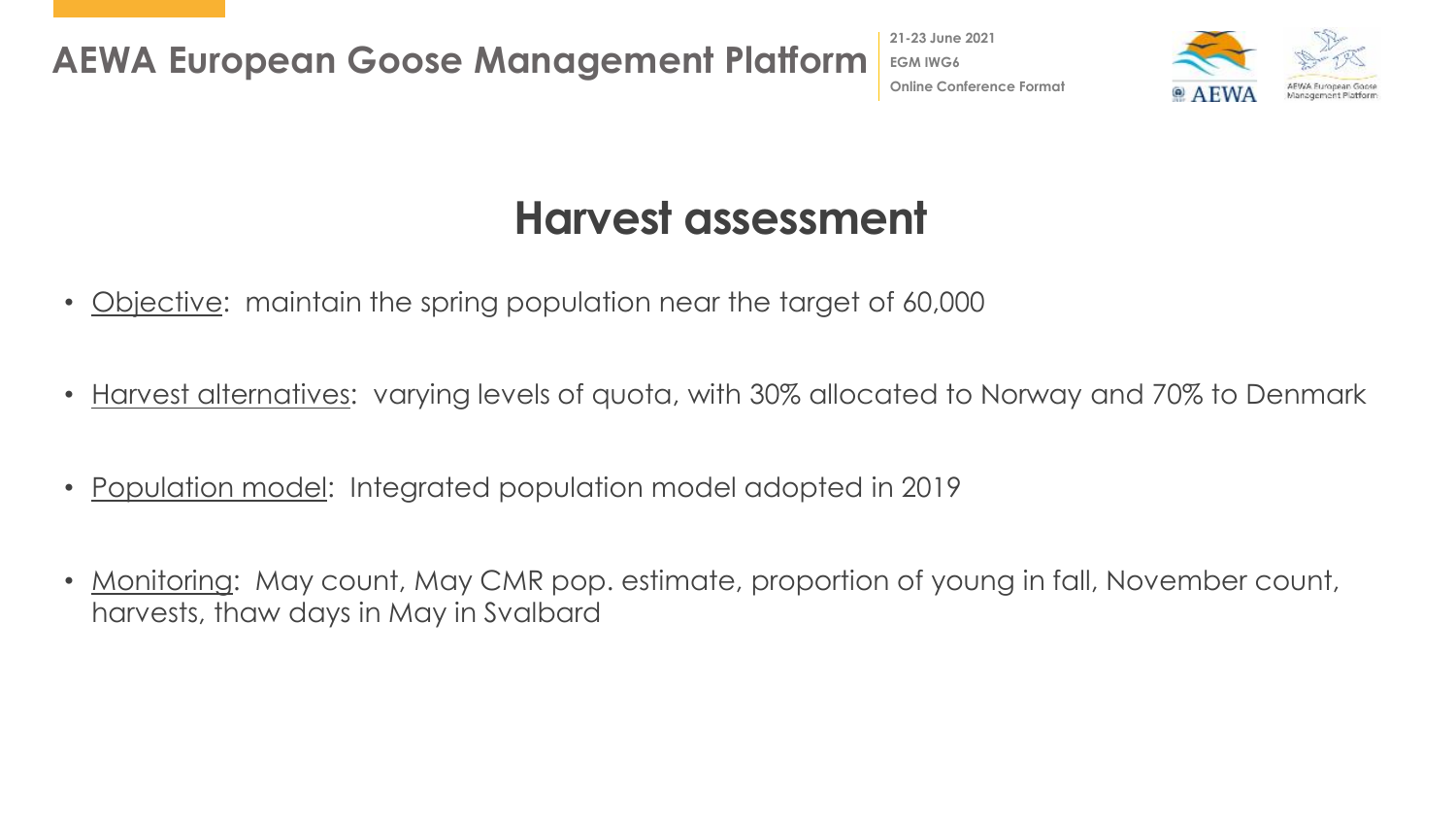# Harvest assessment

- Objective: maintain the spring population near the target of 60,000
- Harvest alternatives: varying levels of quota, with 30% allocated to Norway and 70% to Denmark
- Population model: Integrated population model adopted in 2019
- Monitoring: May count, May CMR pop. estimate, proportion of young in fall, November count, harvests, thaw days in May in Svalbard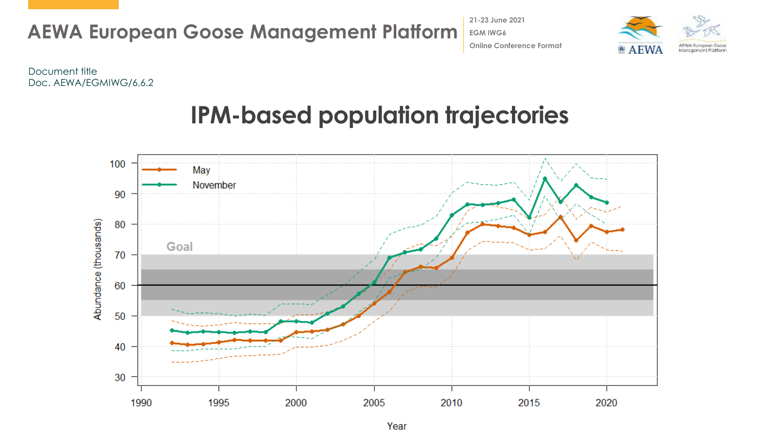Document title
Doc. AEWA/EGMIWG/6.6.2

# IPM-based population trajectories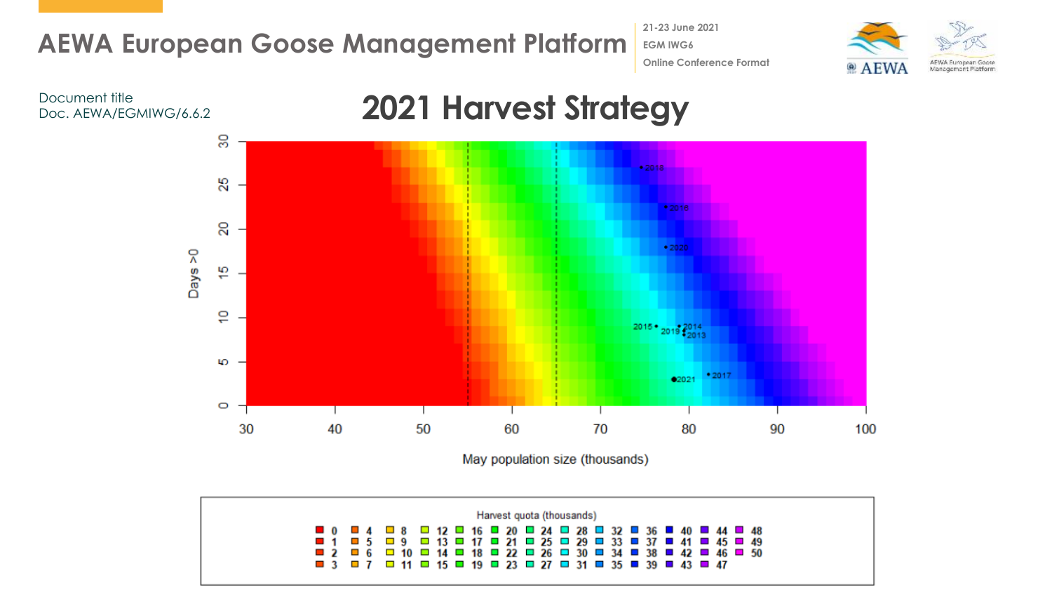Document title
Doc. AEWA/EGMIWG/6.6.2

# 2021 Harvest Strategy

Days >0

May population size (thousands)

Harvest quota (thousands)

0 1 2 3 4 5 6 7 8 9 10 11 12 13 14 15 16 17 18 19 20 21 22 23 24 25 26 27 28 29 30 31 32 33 34 35 36 37 38 39 40 41 42 43 44 45 46 47 48 49 50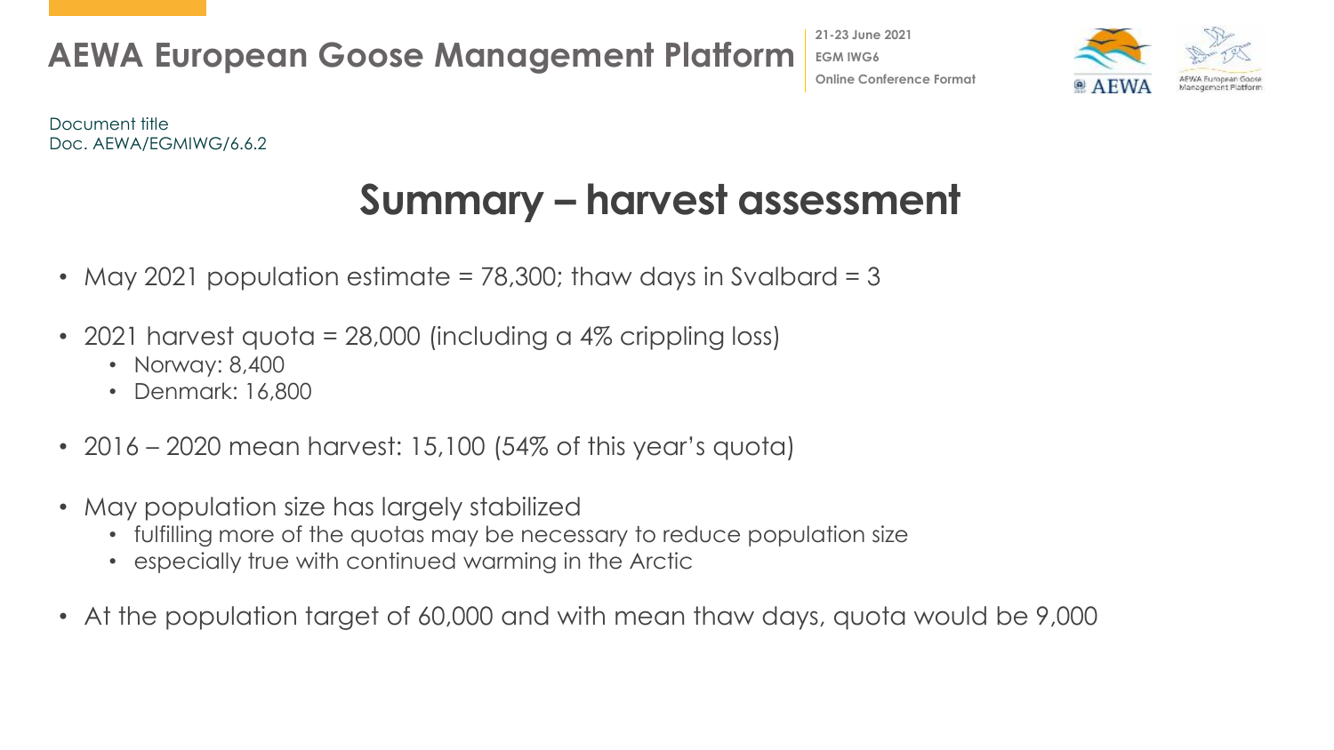Document title
Doc. AEWA/EGMIWG/6.6.2

# Summary – harvest assessment

- May 2021 population estimate = 78,300; thaw days in Svalbard = 3
- 2021 harvest quota = 28,000 (including a 4% crippling loss)
  - Norway: 8,400
  - Denmark: 16,800
- 2016 – 2020 mean harvest: 15,100 (54% of this year's quota)
- May population size has largely stabilized
  - fulfilling more of the quotas may be necessary to reduce population size
  - especially true with continued warming in the Arctic
- At the population target of 60,000 and with mean thaw days, quota would be 9,000